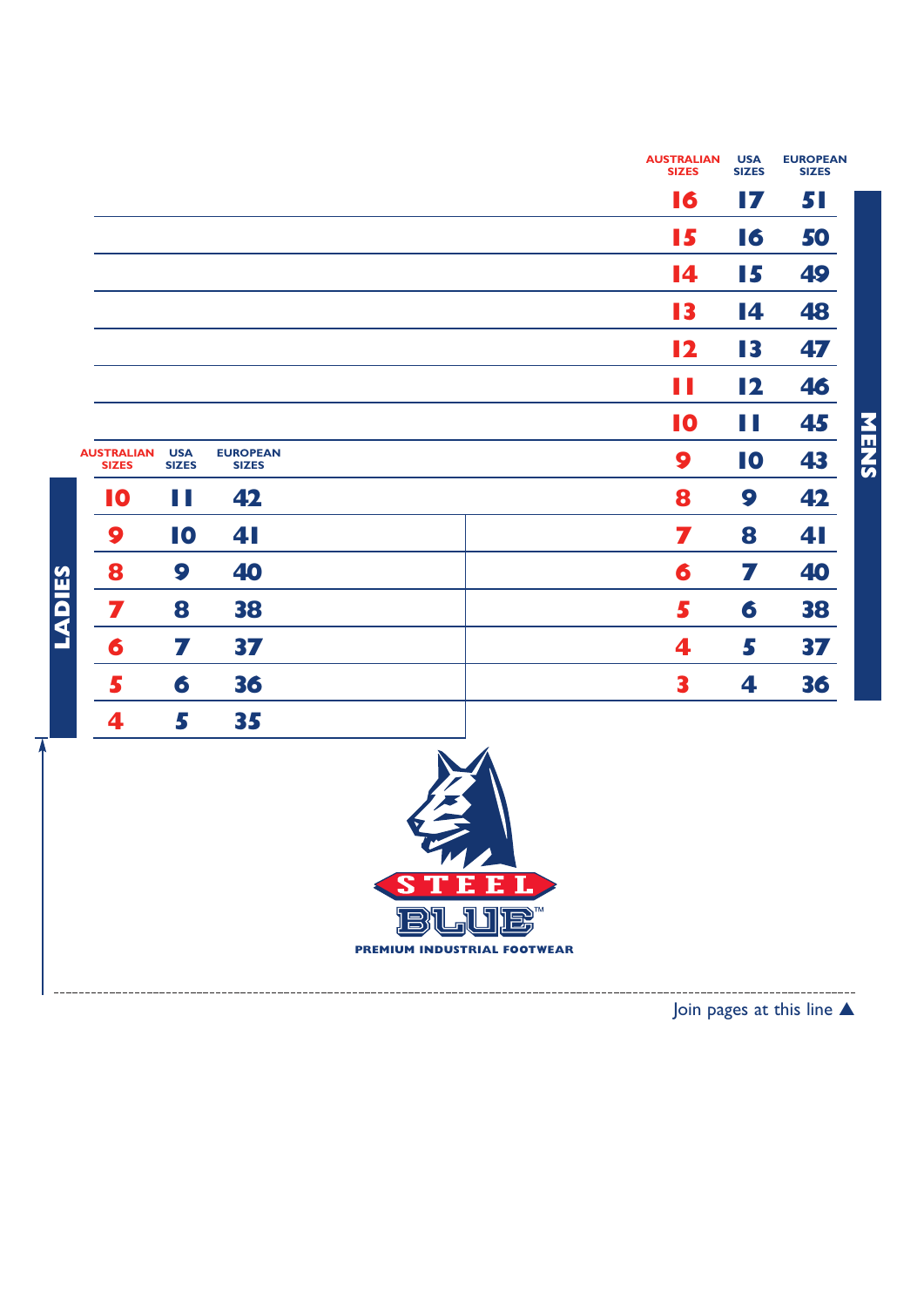## MENS

| AUSTRALIAN SIZES | USA SIZES | EUROPEAN SIZES |
| --- | --- | --- |
| 16 | 17 | 51 |
| 15 | 16 | 50 |
| 14 | 15 | 49 |
| 13 | 14 | 48 |
| 12 | 13 | 47 |
| 11 | 12 | 46 |
| 10 | 11 | 45 |
| 9 | 10 | 43 |
| 8 | 9 | 42 |
| 7 | 8 | 41 |
| 6 | 7 | 40 |
| 5 | 6 | 38 |
| 4 | 5 | 37 |
| 3 | 4 | 36 |

## LADIES

| AUSTRALIAN SIZES | USA SIZES | EUROPEAN SIZES |
| --- | --- | --- |
| 10 | 11 | 42 |
| 9 | 10 | 41 |
| 8 | 9 | 40 |
| 7 | 8 | 38 |
| 6 | 7 | 37 |
| 5 | 6 | 36 |
| 4 | 5 | 35 |

STEEL BLUE™

PREMIUM INDUSTRIAL FOOTWEAR

Join pages at this line ▲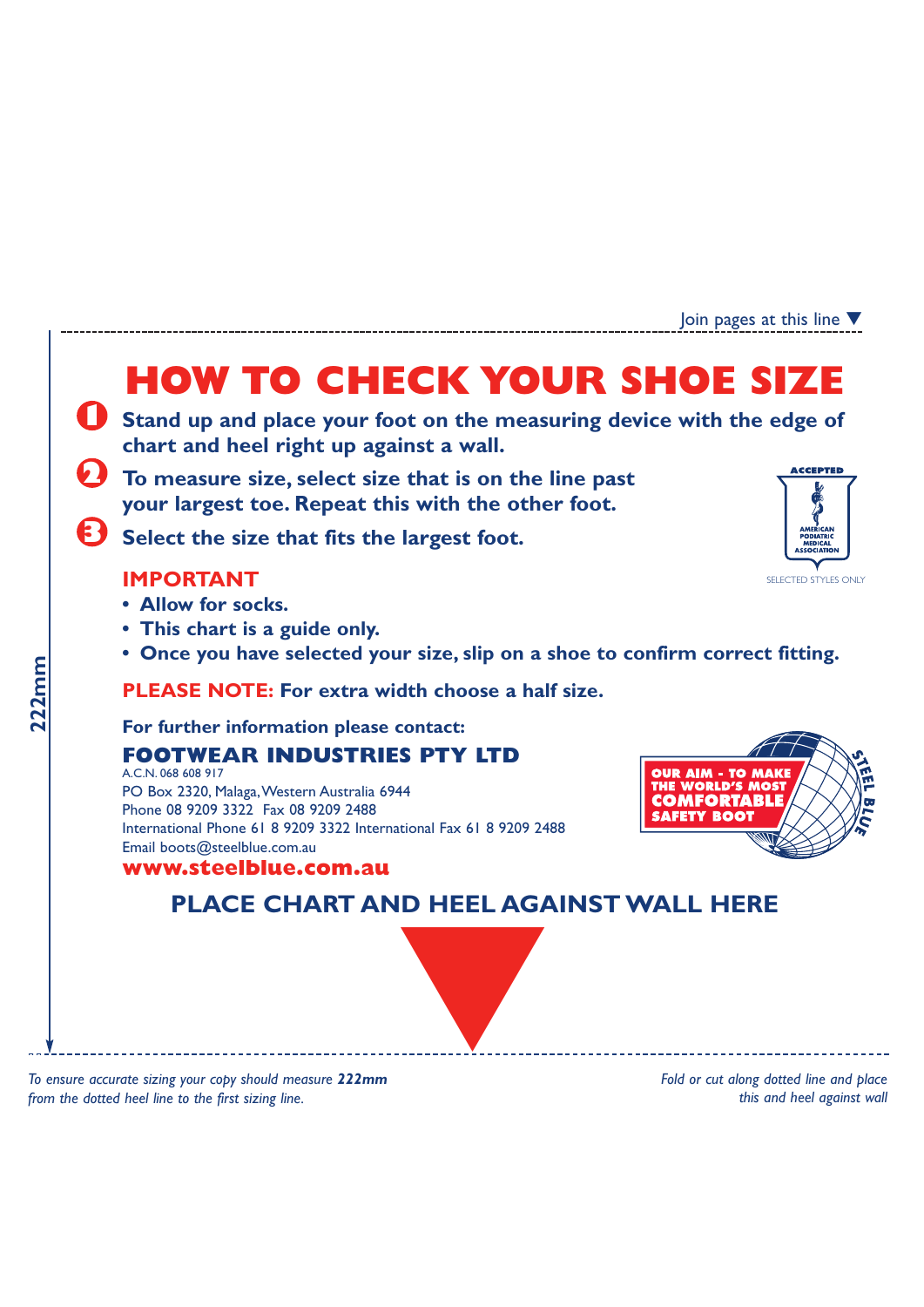Join pages at this line ▼

# HOW TO CHECK YOUR SHOE SIZE

1. **Stand up and place your foot on the measuring device with the edge of chart and heel right up against a wall.**
2. **To measure size, select size that is on the line past your largest toe. Repeat this with the other foot.**
3. **Select the size that fits the largest foot.**

ACCEPTED
AMERICAN PODIATRIC MEDICAL ASSOCIATION
SELECTED STYLES ONLY

## IMPORTANT

- **Allow for socks.**
- **This chart is a guide only.**
- **Once you have selected your size, slip on a shoe to confirm correct fitting.**

**PLEASE NOTE: For extra width choose a half size.**

**For further information please contact:**

**FOOTWEAR INDUSTRIES PTY LTD**
A.C.N. 068 608 917
PO Box 2320, Malaga, Western Australia 6944
Phone 08 9209 3322  Fax 08 9209 2488
International Phone 61 8 9209 3322 International Fax 61 8 9209 2488
Email boots@steelblue.com.au
**www.steelblue.com.au**

OUR AIM - TO MAKE THE WORLD'S MOST COMFORTABLE SAFETY BOOT
STEEL BLUE

## PLACE CHART AND HEEL AGAINST WALL HERE

222mm

*To ensure accurate sizing your copy should measure **222mm** from the dotted heel line to the first sizing line.*

*Fold or cut along dotted line and place this and heel against wall*